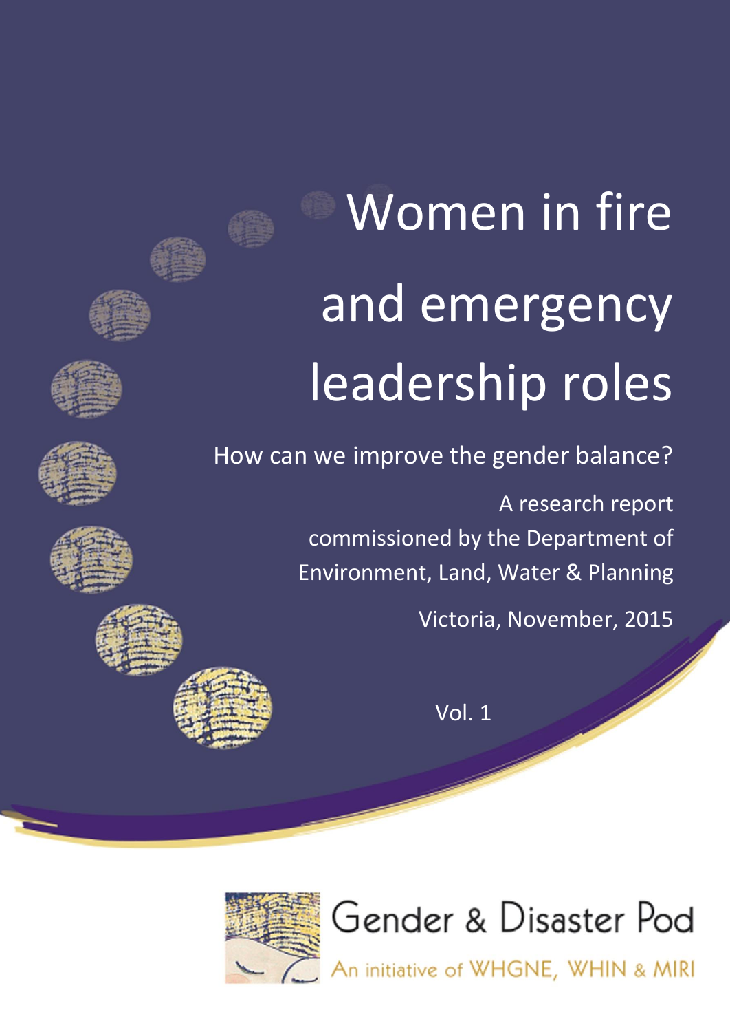# Women in fire and emergency leadership roles

## How can we improve the gender balance?

A research report commissioned by the Department of Environment, Land, Water & Planning

Victoria, November, 2015

Vol. 1

Gender & Disaster Pod

An initiative of WHGNE, WHIN & MIRI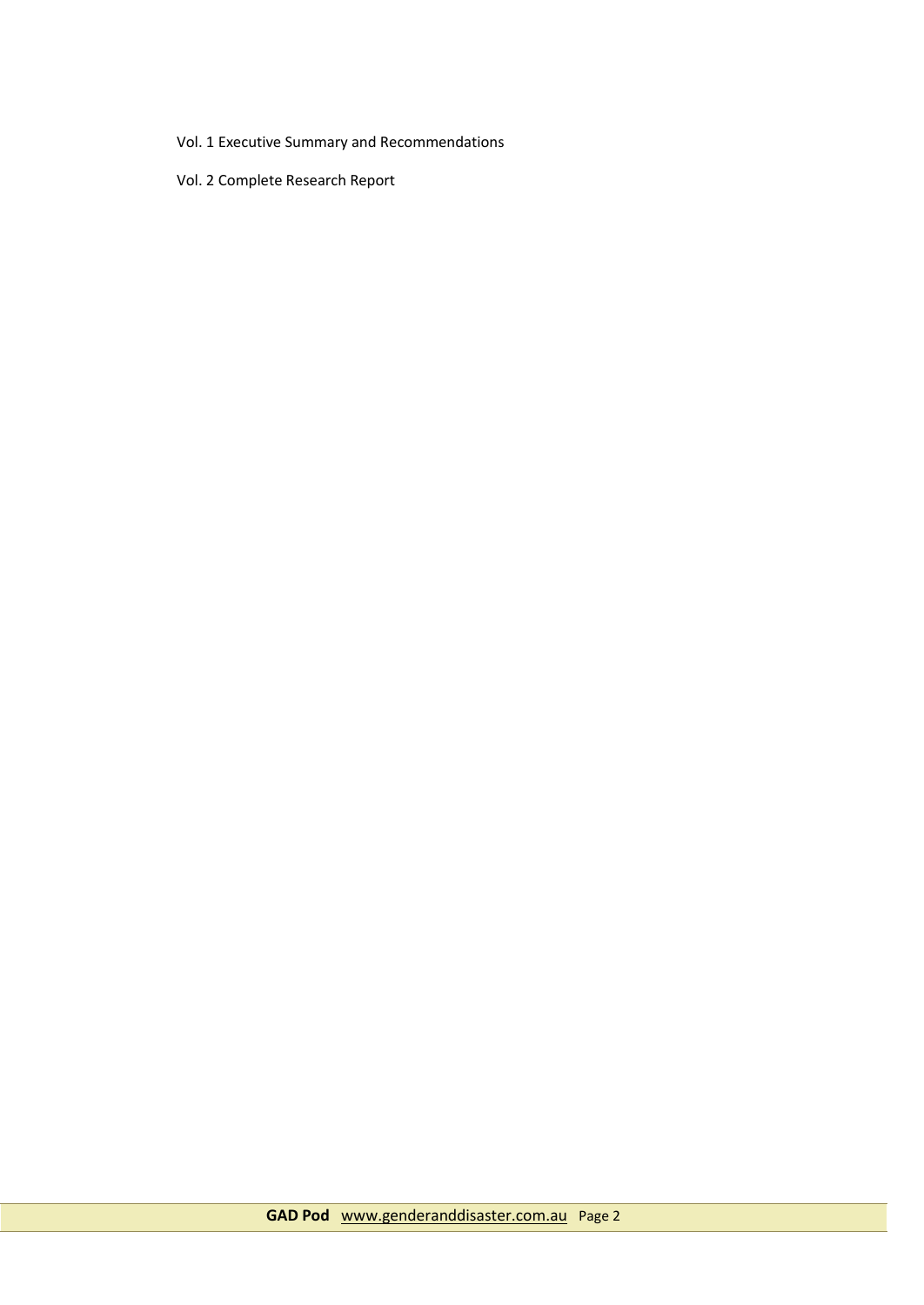Vol. 1 Executive Summary and Recommendations

Vol. 2 Complete Research Report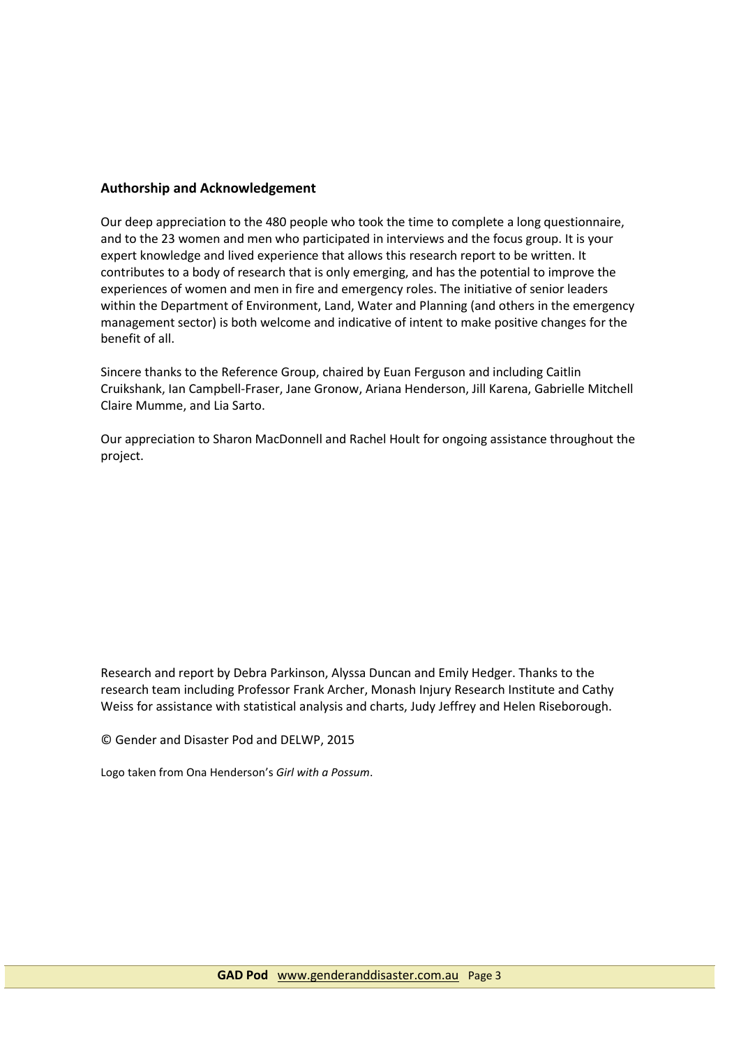## Authorship and Acknowledgement

Our deep appreciation to the 480 people who took the time to complete a long questionnaire, and to the 23 women and men who participated in interviews and the focus group. It is your expert knowledge and lived experience that allows this research report to be written. It contributes to a body of research that is only emerging, and has the potential to improve the experiences of women and men in fire and emergency roles. The initiative of senior leaders within the Department of Environment, Land, Water and Planning (and others in the emergency management sector) is both welcome and indicative of intent to make positive changes for the benefit of all.

Sincere thanks to the Reference Group, chaired by Euan Ferguson and including Caitlin Cruikshank, Ian Campbell-Fraser, Jane Gronow, Ariana Henderson, Jill Karena, Gabrielle Mitchell Claire Mumme, and Lia Sarto.

Our appreciation to Sharon MacDonnell and Rachel Hoult for ongoing assistance throughout the project.

Research and report by Debra Parkinson, Alyssa Duncan and Emily Hedger. Thanks to the research team including Professor Frank Archer, Monash Injury Research Institute and Cathy Weiss for assistance with statistical analysis and charts, Judy Jeffrey and Helen Riseborough.

© Gender and Disaster Pod and DELWP, 2015

Logo taken from Ona Henderson's *Girl with a Possum*.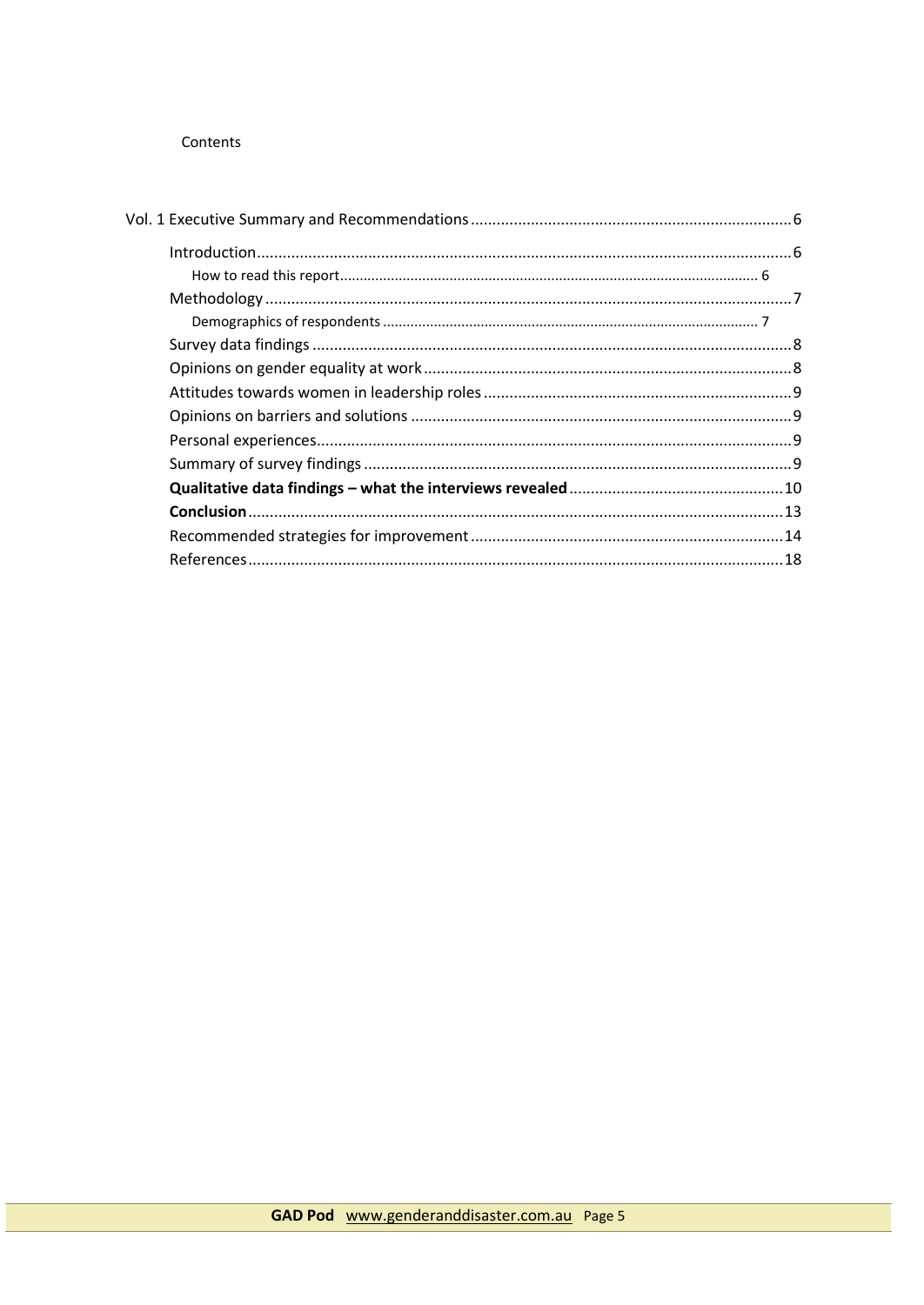Contents

- Vol. 1 Executive Summary and Recommendations ........ 6
  - Introduction ........ 6
    - How to read this report ........ 6
  - Methodology ........ 7
    - Demographics of respondents ........ 7
  - Survey data findings ........ 8
  - Opinions on gender equality at work ........ 8
  - Attitudes towards women in leadership roles ........ 9
  - Opinions on barriers and solutions ........ 9
  - Personal experiences ........ 9
  - Summary of survey findings ........ 9
  - **Qualitative data findings – what the interviews revealed** ........ 10
  - **Conclusion** ........ 13
  - Recommended strategies for improvement ........ 14
  - References ........ 18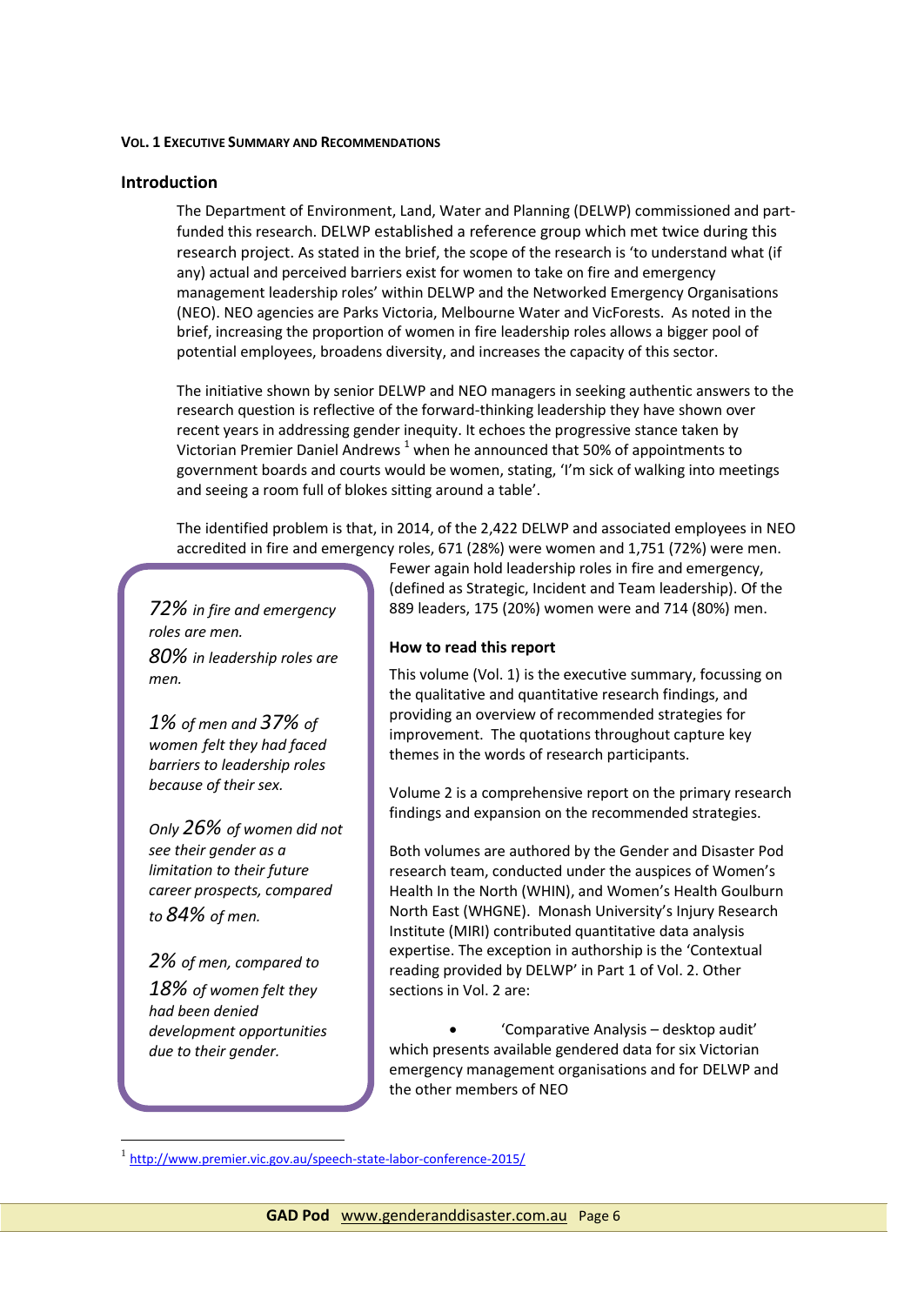**VOL. 1 EXECUTIVE SUMMARY AND RECOMMENDATIONS**

## Introduction

The Department of Environment, Land, Water and Planning (DELWP) commissioned and part-funded this research. DELWP established a reference group which met twice during this research project. As stated in the brief, the scope of the research is 'to understand what (if any) actual and perceived barriers exist for women to take on fire and emergency management leadership roles' within DELWP and the Networked Emergency Organisations (NEO). NEO agencies are Parks Victoria, Melbourne Water and VicForests. As noted in the brief, increasing the proportion of women in fire leadership roles allows a bigger pool of potential employees, broadens diversity, and increases the capacity of this sector.

The initiative shown by senior DELWP and NEO managers in seeking authentic answers to the research question is reflective of the forward-thinking leadership they have shown over recent years in addressing gender inequity. It echoes the progressive stance taken by Victorian Premier Daniel Andrews [1] when he announced that 50% of appointments to government boards and courts would be women, stating, 'I'm sick of walking into meetings and seeing a room full of blokes sitting around a table'.

The identified problem is that, in 2014, of the 2,422 DELWP and associated employees in NEO accredited in fire and emergency roles, 671 (28%) were women and 1,751 (72%) were men. Fewer again hold leadership roles in fire and emergency, (defined as Strategic, Incident and Team leadership). Of the 889 leaders, 175 (20%) women were and 714 (80%) men.

> *72% in fire and emergency roles are men.*
>
> *80% in leadership roles are men.*
>
> *1% of men and 37% of women felt they had faced barriers to leadership roles because of their sex.*
>
> *Only 26% of women did not see their gender as a limitation to their future career prospects, compared to 84% of men.*
>
> *2% of men, compared to 18% of women felt they had been denied development opportunities due to their gender.*

### How to read this report

This volume (Vol. 1) is the executive summary, focussing on the qualitative and quantitative research findings, and providing an overview of recommended strategies for improvement. The quotations throughout capture key themes in the words of research participants.

Volume 2 is a comprehensive report on the primary research findings and expansion on the recommended strategies.

Both volumes are authored by the Gender and Disaster Pod research team, conducted under the auspices of Women's Health In the North (WHIN), and Women's Health Goulburn North East (WHGNE). Monash University's Injury Research Institute (MIRI) contributed quantitative data analysis expertise. The exception in authorship is the 'Contextual reading provided by DELWP' in Part 1 of Vol. 2. Other sections in Vol. 2 are:

- 'Comparative Analysis – desktop audit' which presents available gendered data for six Victorian emergency management organisations and for DELWP and the other members of NEO

---

[1] http://www.premier.vic.gov.au/speech-state-labor-conference-2015/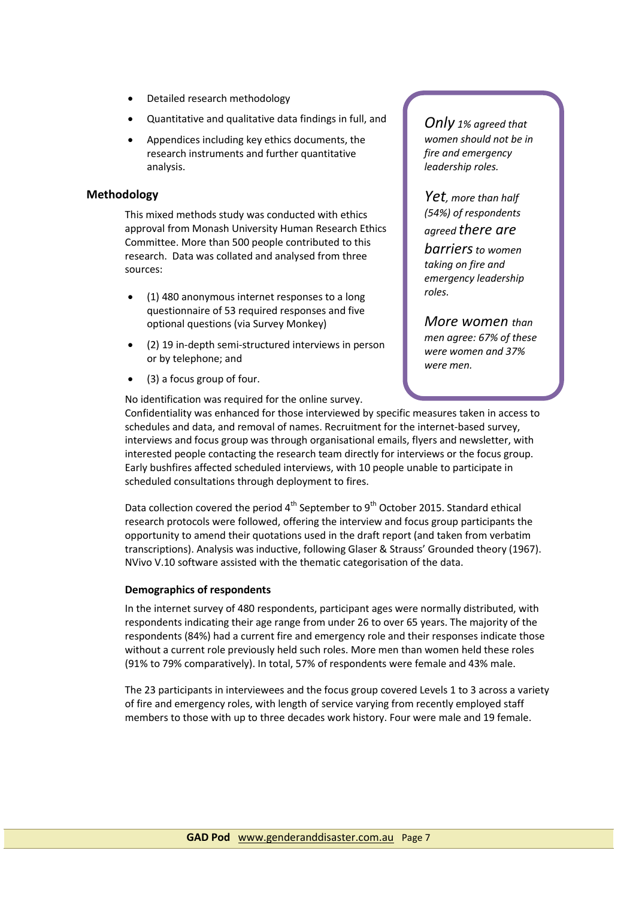- Detailed research methodology
- Quantitative and qualitative data findings in full, and
- Appendices including key ethics documents, the research instruments and further quantitative analysis.

> *Only 1% agreed that women should not be in fire and emergency leadership roles.*
>
> *Yet, more than half (54%) of respondents agreed there are barriers to women taking on fire and emergency leadership roles.*
>
> *More women than men agree: 67% of these were women and 37% were men.*

## Methodology

This mixed methods study was conducted with ethics approval from Monash University Human Research Ethics Committee. More than 500 people contributed to this research. Data was collated and analysed from three sources:

- (1) 480 anonymous internet responses to a long questionnaire of 53 required responses and five optional questions (via Survey Monkey)
- (2) 19 in-depth semi-structured interviews in person or by telephone; and
- (3) a focus group of four.

No identification was required for the online survey. Confidentiality was enhanced for those interviewed by specific measures taken in access to schedules and data, and removal of names. Recruitment for the internet-based survey, interviews and focus group was through organisational emails, flyers and newsletter, with interested people contacting the research team directly for interviews or the focus group. Early bushfires affected scheduled interviews, with 10 people unable to participate in scheduled consultations through deployment to fires.

Data collection covered the period 4th September to 9th October 2015. Standard ethical research protocols were followed, offering the interview and focus group participants the opportunity to amend their quotations used in the draft report (and taken from verbatim transcriptions). Analysis was inductive, following Glaser & Strauss' Grounded theory (1967). NVivo V.10 software assisted with the thematic categorisation of the data.

### Demographics of respondents

In the internet survey of 480 respondents, participant ages were normally distributed, with respondents indicating their age range from under 26 to over 65 years. The majority of the respondents (84%) had a current fire and emergency role and their responses indicate those without a current role previously held such roles. More men than women held these roles (91% to 79% comparatively). In total, 57% of respondents were female and 43% male.

The 23 participants in interviewees and the focus group covered Levels 1 to 3 across a variety of fire and emergency roles, with length of service varying from recently employed staff members to those with up to three decades work history. Four were male and 19 female.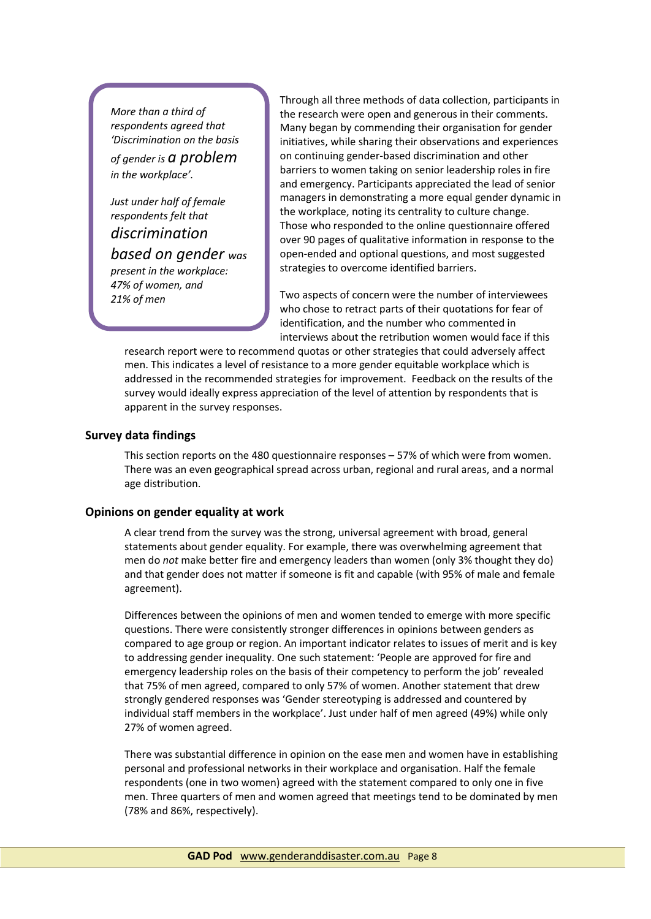*More than a third of respondents agreed that 'Discrimination on the basis of gender is a problem in the workplace'.*

*Just under half of female respondents felt that discrimination based on gender was present in the workplace: 47% of women, and 21% of men*

Through all three methods of data collection, participants in the research were open and generous in their comments. Many began by commending their organisation for gender initiatives, while sharing their observations and experiences on continuing gender-based discrimination and other barriers to women taking on senior leadership roles in fire and emergency. Participants appreciated the lead of senior managers in demonstrating a more equal gender dynamic in the workplace, noting its centrality to culture change. Those who responded to the online questionnaire offered over 90 pages of qualitative information in response to the open-ended and optional questions, and most suggested strategies to overcome identified barriers.

Two aspects of concern were the number of interviewees who chose to retract parts of their quotations for fear of identification, and the number who commented in interviews about the retribution women would face if this research report were to recommend quotas or other strategies that could adversely affect men. This indicates a level of resistance to a more gender equitable workplace which is addressed in the recommended strategies for improvement. Feedback on the results of the survey would ideally express appreciation of the level of attention by respondents that is apparent in the survey responses.

## Survey data findings

This section reports on the 480 questionnaire responses – 57% of which were from women. There was an even geographical spread across urban, regional and rural areas, and a normal age distribution.

## Opinions on gender equality at work

A clear trend from the survey was the strong, universal agreement with broad, general statements about gender equality. For example, there was overwhelming agreement that men do *not* make better fire and emergency leaders than women (only 3% thought they do) and that gender does not matter if someone is fit and capable (with 95% of male and female agreement).

Differences between the opinions of men and women tended to emerge with more specific questions. There were consistently stronger differences in opinions between genders as compared to age group or region. An important indicator relates to issues of merit and is key to addressing gender inequality. One such statement: 'People are approved for fire and emergency leadership roles on the basis of their competency to perform the job' revealed that 75% of men agreed, compared to only 57% of women. Another statement that drew strongly gendered responses was 'Gender stereotyping is addressed and countered by individual staff members in the workplace'. Just under half of men agreed (49%) while only 27% of women agreed.

There was substantial difference in opinion on the ease men and women have in establishing personal and professional networks in their workplace and organisation. Half the female respondents (one in two women) agreed with the statement compared to only one in five men. Three quarters of men and women agreed that meetings tend to be dominated by men (78% and 86%, respectively).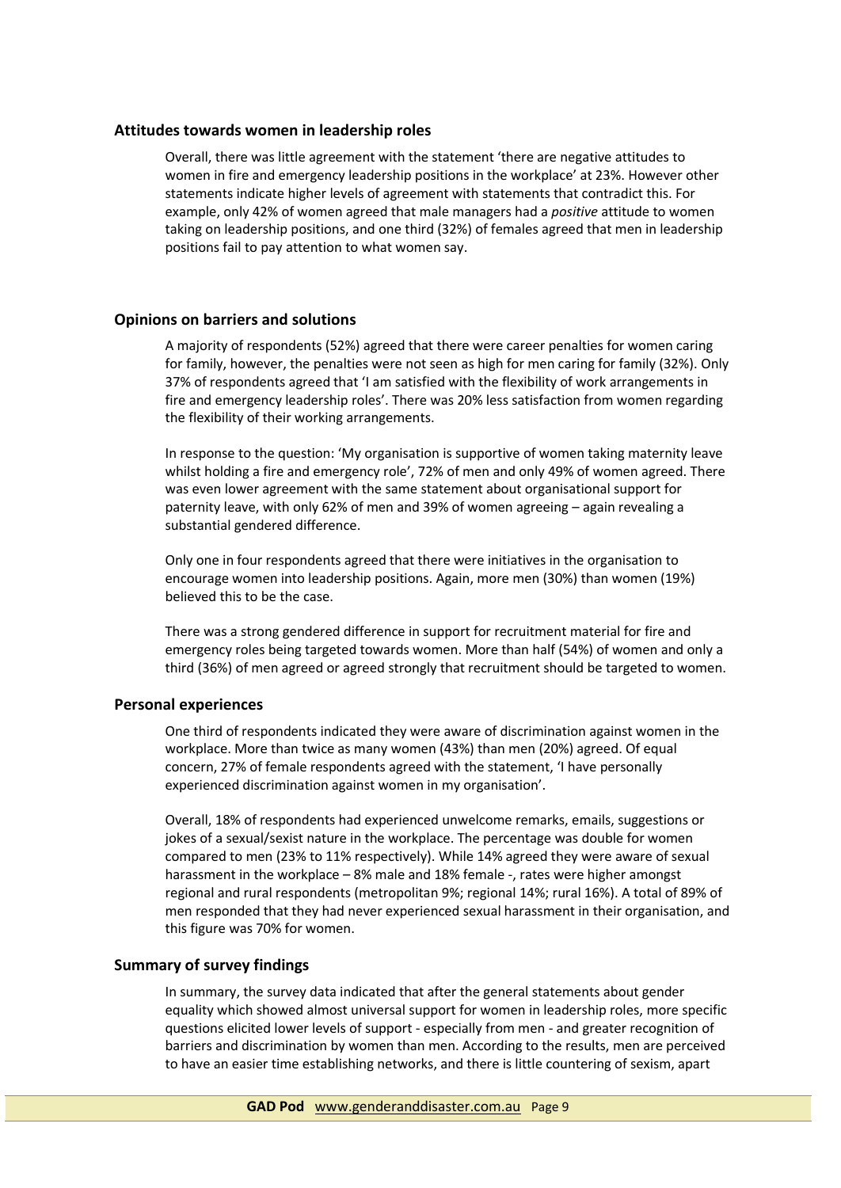### Attitudes towards women in leadership roles

Overall, there was little agreement with the statement 'there are negative attitudes to women in fire and emergency leadership positions in the workplace' at 23%. However other statements indicate higher levels of agreement with statements that contradict this. For example, only 42% of women agreed that male managers had a *positive* attitude to women taking on leadership positions, and one third (32%) of females agreed that men in leadership positions fail to pay attention to what women say.

### Opinions on barriers and solutions

A majority of respondents (52%) agreed that there were career penalties for women caring for family, however, the penalties were not seen as high for men caring for family (32%). Only 37% of respondents agreed that 'I am satisfied with the flexibility of work arrangements in fire and emergency leadership roles'. There was 20% less satisfaction from women regarding the flexibility of their working arrangements.

In response to the question: 'My organisation is supportive of women taking maternity leave whilst holding a fire and emergency role', 72% of men and only 49% of women agreed. There was even lower agreement with the same statement about organisational support for paternity leave, with only 62% of men and 39% of women agreeing – again revealing a substantial gendered difference.

Only one in four respondents agreed that there were initiatives in the organisation to encourage women into leadership positions. Again, more men (30%) than women (19%) believed this to be the case.

There was a strong gendered difference in support for recruitment material for fire and emergency roles being targeted towards women. More than half (54%) of women and only a third (36%) of men agreed or agreed strongly that recruitment should be targeted to women.

### Personal experiences

One third of respondents indicated they were aware of discrimination against women in the workplace. More than twice as many women (43%) than men (20%) agreed. Of equal concern, 27% of female respondents agreed with the statement, 'I have personally experienced discrimination against women in my organisation'.

Overall, 18% of respondents had experienced unwelcome remarks, emails, suggestions or jokes of a sexual/sexist nature in the workplace. The percentage was double for women compared to men (23% to 11% respectively). While 14% agreed they were aware of sexual harassment in the workplace – 8% male and 18% female -, rates were higher amongst regional and rural respondents (metropolitan 9%; regional 14%; rural 16%). A total of 89% of men responded that they had never experienced sexual harassment in their organisation, and this figure was 70% for women.

### Summary of survey findings

In summary, the survey data indicated that after the general statements about gender equality which showed almost universal support for women in leadership roles, more specific questions elicited lower levels of support - especially from men - and greater recognition of barriers and discrimination by women than men. According to the results, men are perceived to have an easier time establishing networks, and there is little countering of sexism, apart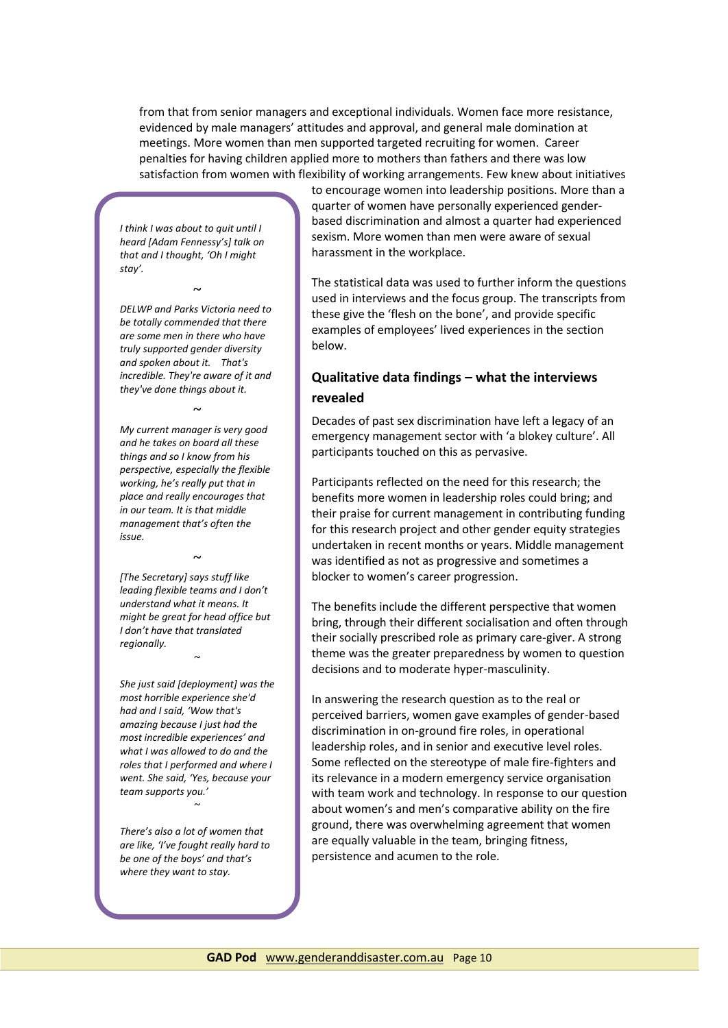from that from senior managers and exceptional individuals. Women face more resistance, evidenced by male managers' attitudes and approval, and general male domination at meetings. More women than men supported targeted recruiting for women. Career penalties for having children applied more to mothers than fathers and there was low satisfaction from women with flexibility of working arrangements. Few knew about initiatives to encourage women into leadership positions. More than a quarter of women have personally experienced gender-based discrimination and almost a quarter had experienced sexism. More women than men were aware of sexual harassment in the workplace.

The statistical data was used to further inform the questions used in interviews and the focus group. The transcripts from these give the 'flesh on the bone', and provide specific examples of employees' lived experiences in the section below.

> *I think I was about to quit until I heard [Adam Fennessy's] talk on that and I thought, 'Oh I might stay'.*
>
> ~
>
> *DELWP and Parks Victoria need to be totally commended that there are some men in there who have truly supported gender diversity and spoken about it. That's incredible. They're aware of it and they've done things about it.*
>
> ~
>
> *My current manager is very good and he takes on board all these things and so I know from his perspective, especially the flexible working, he's really put that in place and really encourages that in our team. It is that middle management that's often the issue.*
>
> ~
>
> *[The Secretary] says stuff like leading flexible teams and I don't understand what it means. It might be great for head office but I don't have that translated regionally.*
>
> ~
>
> *She just said [deployment] was the most horrible experience she'd had and I said, 'Wow that's amazing because I just had the most incredible experiences' and what I was allowed to do and the roles that I performed and where I went. She said, 'Yes, because your team supports you.'*
>
> ~
>
> *There's also a lot of women that are like, 'I've fought really hard to be one of the boys' and that's where they want to stay.*

## Qualitative data findings – what the interviews revealed

Decades of past sex discrimination have left a legacy of an emergency management sector with 'a blokey culture'. All participants touched on this as pervasive.

Participants reflected on the need for this research; the benefits more women in leadership roles could bring; and their praise for current management in contributing funding for this research project and other gender equity strategies undertaken in recent months or years. Middle management was identified as not as progressive and sometimes a blocker to women's career progression.

The benefits include the different perspective that women bring, through their different socialisation and often through their socially prescribed role as primary care-giver. A strong theme was the greater preparedness by women to question decisions and to moderate hyper-masculinity.

In answering the research question as to the real or perceived barriers, women gave examples of gender-based discrimination in on-ground fire roles, in operational leadership roles, and in senior and executive level roles. Some reflected on the stereotype of male fire-fighters and its relevance in a modern emergency service organisation with team work and technology. In response to our question about women's and men's comparative ability on the fire ground, there was overwhelming agreement that women are equally valuable in the team, bringing fitness, persistence and acumen to the role.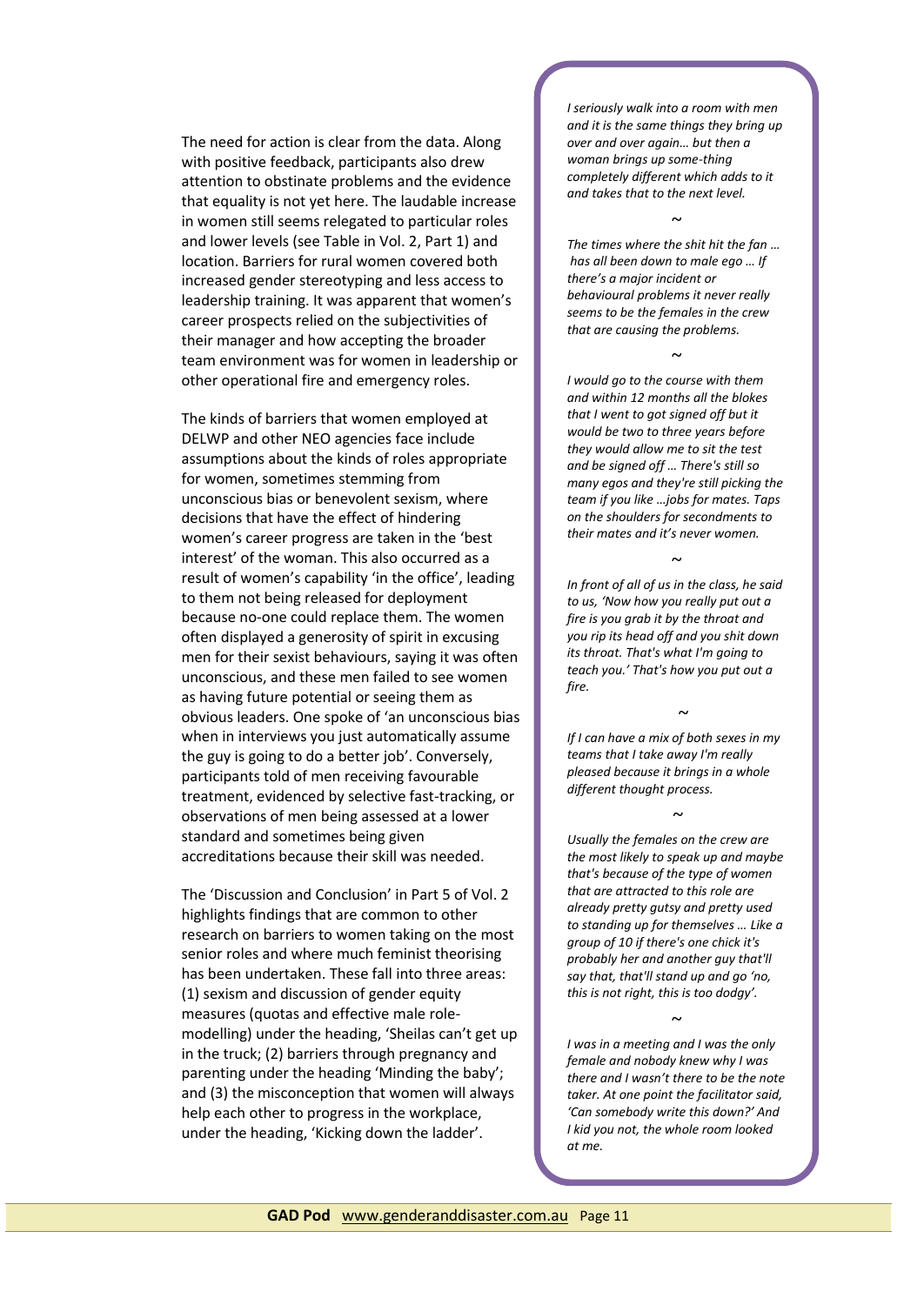The need for action is clear from the data. Along with positive feedback, participants also drew attention to obstinate problems and the evidence that equality is not yet here. The laudable increase in women still seems relegated to particular roles and lower levels (see Table in Vol. 2, Part 1) and location. Barriers for rural women covered both increased gender stereotyping and less access to leadership training. It was apparent that women's career prospects relied on the subjectivities of their manager and how accepting the broader team environment was for women in leadership or other operational fire and emergency roles.

The kinds of barriers that women employed at DELWP and other NEO agencies face include assumptions about the kinds of roles appropriate for women, sometimes stemming from unconscious bias or benevolent sexism, where decisions that have the effect of hindering women's career progress are taken in the 'best interest' of the woman. This also occurred as a result of women's capability 'in the office', leading to them not being released for deployment because no-one could replace them. The women often displayed a generosity of spirit in excusing men for their sexist behaviours, saying it was often unconscious, and these men failed to see women as having future potential or seeing them as obvious leaders. One spoke of 'an unconscious bias when in interviews you just automatically assume the guy is going to do a better job'. Conversely, participants told of men receiving favourable treatment, evidenced by selective fast-tracking, or observations of men being assessed at a lower standard and sometimes being given accreditations because their skill was needed.

The 'Discussion and Conclusion' in Part 5 of Vol. 2 highlights findings that are common to other research on barriers to women taking on the most senior roles and where much feminist theorising has been undertaken. These fall into three areas: (1) sexism and discussion of gender equity measures (quotas and effective male role-modelling) under the heading, 'Sheilas can't get up in the truck; (2) barriers through pregnancy and parenting under the heading 'Minding the baby'; and (3) the misconception that women will always help each other to progress in the workplace, under the heading, 'Kicking down the ladder'.

*I seriously walk into a room with men and it is the same things they bring up over and over again… but then a woman brings up some-thing completely different which adds to it and takes that to the next level.*

~

*The times where the shit hit the fan … has all been down to male ego … If there's a major incident or behavioural problems it never really seems to be the females in the crew that are causing the problems.*

~

*I would go to the course with them and within 12 months all the blokes that I went to got signed off but it would be two to three years before they would allow me to sit the test and be signed off … There's still so many egos and they're still picking the team if you like …jobs for mates. Taps on the shoulders for secondments to their mates and it's never women.*

~

*In front of all of us in the class, he said to us, 'Now how you really put out a fire is you grab it by the throat and you rip its head off and you shit down its throat. That's what I'm going to teach you.' That's how you put out a fire.*

~

*If I can have a mix of both sexes in my teams that I take away I'm really pleased because it brings in a whole different thought process.*

~

*Usually the females on the crew are the most likely to speak up and maybe that's because of the type of women that are attracted to this role are already pretty gutsy and pretty used to standing up for themselves … Like a group of 10 if there's one chick it's probably her and another guy that'll say that, that'll stand up and go 'no, this is not right, this is too dodgy'.*

~

*I was in a meeting and I was the only female and nobody knew why I was there and I wasn't there to be the note taker. At one point the facilitator said, 'Can somebody write this down?' And I kid you not, the whole room looked at me.*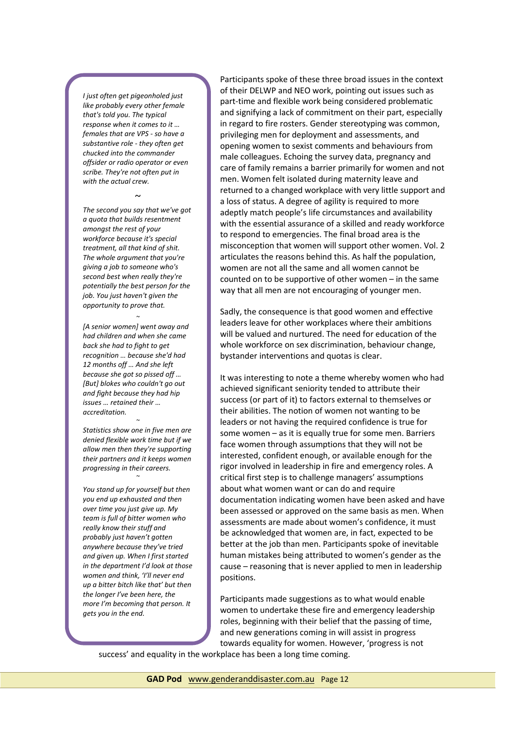*I just often get pigeonholed just like probably every other female that's told you. The typical response when it comes to it … females that are VPS - so have a substantive role - they often get chucked into the commander offsider or radio operator or even scribe. They're not often put in with the actual crew.*

~

*The second you say that we've got a quota that builds resentment amongst the rest of your workforce because it's special treatment, all that kind of shit. The whole argument that you're giving a job to someone who's second best when really they're potentially the best person for the job. You just haven't given the opportunity to prove that.*

~

*[A senior women] went away and had children and when she came back she had to fight to get recognition … because she'd had 12 months off … And she left because she got so pissed off … [But] blokes who couldn't go out and fight because they had hip issues … retained their … accreditation.*

~

*Statistics show one in five men are denied flexible work time but if we allow men then they're supporting their partners and it keeps women progressing in their careers.*

~

*You stand up for yourself but then you end up exhausted and then over time you just give up. My team is full of bitter women who really know their stuff and probably just haven't gotten anywhere because they've tried and given up. When I first started in the department I'd look at those women and think, 'I'll never end up a bitter bitch like that' but then the longer I've been here, the more I'm becoming that person. It gets you in the end.*

Participants spoke of these three broad issues in the context of their DELWP and NEO work, pointing out issues such as part-time and flexible work being considered problematic and signifying a lack of commitment on their part, especially in regard to fire rosters. Gender stereotyping was common, privileging men for deployment and assessments, and opening women to sexist comments and behaviours from male colleagues. Echoing the survey data, pregnancy and care of family remains a barrier primarily for women and not men. Women felt isolated during maternity leave and returned to a changed workplace with very little support and a loss of status. A degree of agility is required to more adeptly match people's life circumstances and availability with the essential assurance of a skilled and ready workforce to respond to emergencies. The final broad area is the misconception that women will support other women. Vol. 2 articulates the reasons behind this. As half the population, women are not all the same and all women cannot be counted on to be supportive of other women – in the same way that all men are not encouraging of younger men.

Sadly, the consequence is that good women and effective leaders leave for other workplaces where their ambitions will be valued and nurtured. The need for education of the whole workforce on sex discrimination, behaviour change, bystander interventions and quotas is clear.

It was interesting to note a theme whereby women who had achieved significant seniority tended to attribute their success (or part of it) to factors external to themselves or their abilities. The notion of women not wanting to be leaders or not having the required confidence is true for some women – as it is equally true for some men. Barriers face women through assumptions that they will not be interested, confident enough, or available enough for the rigor involved in leadership in fire and emergency roles. A critical first step is to challenge managers' assumptions about what women want or can do and require documentation indicating women have been asked and have been assessed or approved on the same basis as men. When assessments are made about women's confidence, it must be acknowledged that women are, in fact, expected to be better at the job than men. Participants spoke of inevitable human mistakes being attributed to women's gender as the cause – reasoning that is never applied to men in leadership positions.

Participants made suggestions as to what would enable women to undertake these fire and emergency leadership roles, beginning with their belief that the passing of time, and new generations coming in will assist in progress towards equality for women. However, 'progress is not success' and equality in the workplace has been a long time coming.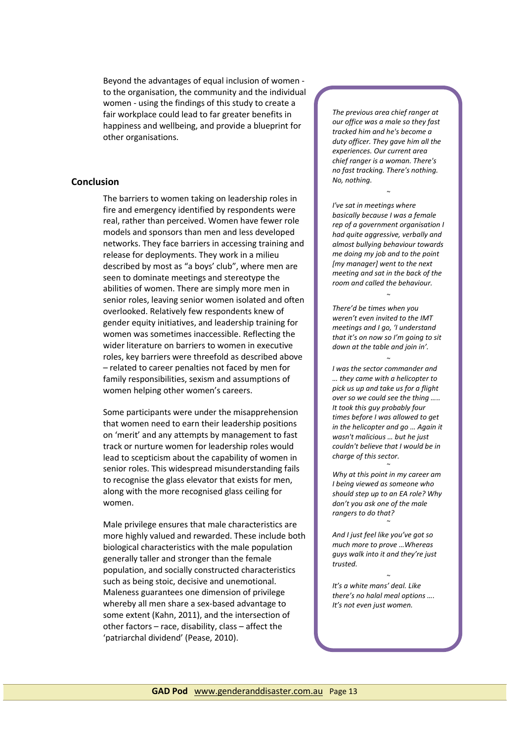Beyond the advantages of equal inclusion of women - to the organisation, the community and the individual women - using the findings of this study to create a fair workplace could lead to far greater benefits in happiness and wellbeing, and provide a blueprint for other organisations.

## Conclusion

The barriers to women taking on leadership roles in fire and emergency identified by respondents were real, rather than perceived. Women have fewer role models and sponsors than men and less developed networks. They face barriers in accessing training and release for deployments. They work in a milieu described by most as "a boys' club", where men are seen to dominate meetings and stereotype the abilities of women. There are simply more men in senior roles, leaving senior women isolated and often overlooked. Relatively few respondents knew of gender equity initiatives, and leadership training for women was sometimes inaccessible. Reflecting the wider literature on barriers to women in executive roles, key barriers were threefold as described above – related to career penalties not faced by men for family responsibilities, sexism and assumptions of women helping other women's careers.

Some participants were under the misapprehension that women need to earn their leadership positions on 'merit' and any attempts by management to fast track or nurture women for leadership roles would lead to scepticism about the capability of women in senior roles. This widespread misunderstanding fails to recognise the glass elevator that exists for men, along with the more recognised glass ceiling for women.

Male privilege ensures that male characteristics are more highly valued and rewarded. These include both biological characteristics with the male population generally taller and stronger than the female population, and socially constructed characteristics such as being stoic, decisive and unemotional. Maleness guarantees one dimension of privilege whereby all men share a sex-based advantage to some extent (Kahn, 2011), and the intersection of other factors – race, disability, class – affect the 'patriarchal dividend' (Pease, 2010).

*The previous area chief ranger at our office was a male so they fast tracked him and he's become a duty officer. They gave him all the experiences. Our current area chief ranger is a woman. There's no fast tracking. There's nothing. No, nothing.*

~

*I've sat in meetings where basically because I was a female rep of a government organisation I had quite aggressive, verbally and almost bullying behaviour towards me doing my job and to the point [my manager] went to the next meeting and sat in the back of the room and called the behaviour.*

~

*There'd be times when you weren't even invited to the IMT meetings and I go, 'I understand that it's on now so I'm going to sit down at the table and join in'.*

~

*I was the sector commander and … they came with a helicopter to pick us up and take us for a flight over so we could see the thing ….. It took this guy probably four times before I was allowed to get in the helicopter and go … Again it wasn't malicious … but he just couldn't believe that I would be in charge of this sector.*

~

*Why at this point in my career am I being viewed as someone who should step up to an EA role? Why don't you ask one of the male rangers to do that?*

~

*And I just feel like you've got so much more to prove …Whereas guys walk into it and they're just trusted.*

~

*It's a white mans' deal. Like there's no halal meal options …. It's not even just women.*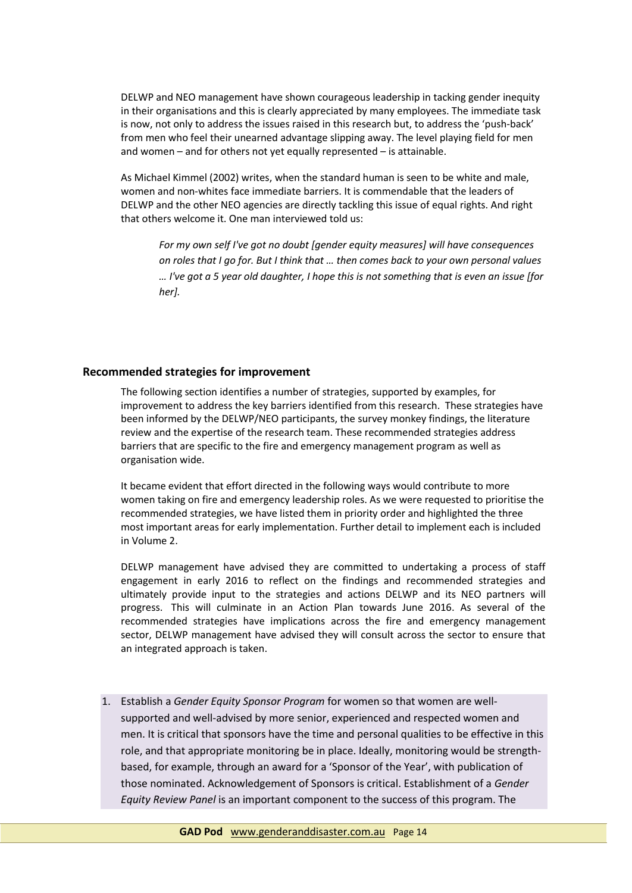DELWP and NEO management have shown courageous leadership in tacking gender inequity in their organisations and this is clearly appreciated by many employees. The immediate task is now, not only to address the issues raised in this research but, to address the 'push-back' from men who feel their unearned advantage slipping away. The level playing field for men and women – and for others not yet equally represented – is attainable.

As Michael Kimmel (2002) writes, when the standard human is seen to be white and male, women and non-whites face immediate barriers. It is commendable that the leaders of DELWP and the other NEO agencies are directly tackling this issue of equal rights. And right that others welcome it. One man interviewed told us:

> *For my own self I've got no doubt [gender equity measures] will have consequences on roles that I go for. But I think that … then comes back to your own personal values … I've got a 5 year old daughter, I hope this is not something that is even an issue [for her].*

### Recommended strategies for improvement

The following section identifies a number of strategies, supported by examples, for improvement to address the key barriers identified from this research. These strategies have been informed by the DELWP/NEO participants, the survey monkey findings, the literature review and the expertise of the research team. These recommended strategies address barriers that are specific to the fire and emergency management program as well as organisation wide.

It became evident that effort directed in the following ways would contribute to more women taking on fire and emergency leadership roles. As we were requested to prioritise the recommended strategies, we have listed them in priority order and highlighted the three most important areas for early implementation. Further detail to implement each is included in Volume 2.

DELWP management have advised they are committed to undertaking a process of staff engagement in early 2016 to reflect on the findings and recommended strategies and ultimately provide input to the strategies and actions DELWP and its NEO partners will progress. This will culminate in an Action Plan towards June 2016. As several of the recommended strategies have implications across the fire and emergency management sector, DELWP management have advised they will consult across the sector to ensure that an integrated approach is taken.

1. Establish a *Gender Equity Sponsor Program* for women so that women are well-supported and well-advised by more senior, experienced and respected women and men. It is critical that sponsors have the time and personal qualities to be effective in this role, and that appropriate monitoring be in place. Ideally, monitoring would be strength-based, for example, through an award for a 'Sponsor of the Year', with publication of those nominated. Acknowledgement of Sponsors is critical. Establishment of a *Gender Equity Review Panel* is an important component to the success of this program. The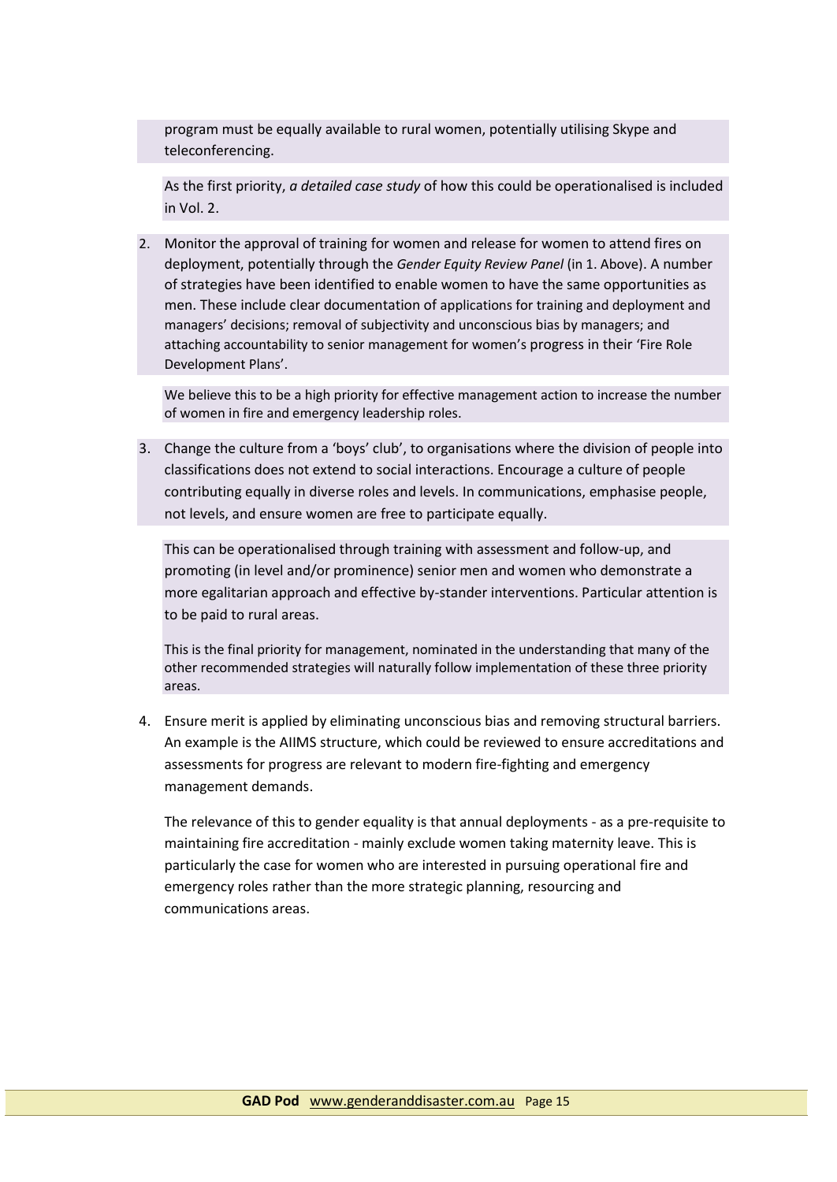program must be equally available to rural women, potentially utilising Skype and teleconferencing.

As the first priority, *a detailed case study* of how this could be operationalised is included in Vol. 2.

2. Monitor the approval of training for women and release for women to attend fires on deployment, potentially through the *Gender Equity Review Panel* (in 1. Above). A number of strategies have been identified to enable women to have the same opportunities as men. These include clear documentation of applications for training and deployment and managers' decisions; removal of subjectivity and unconscious bias by managers; and attaching accountability to senior management for women's progress in their 'Fire Role Development Plans'.

   We believe this to be a high priority for effective management action to increase the number of women in fire and emergency leadership roles.

3. Change the culture from a 'boys' club', to organisations where the division of people into classifications does not extend to social interactions. Encourage a culture of people contributing equally in diverse roles and levels. In communications, emphasise people, not levels, and ensure women are free to participate equally.

   This can be operationalised through training with assessment and follow-up, and promoting (in level and/or prominence) senior men and women who demonstrate a more egalitarian approach and effective by-stander interventions. Particular attention is to be paid to rural areas.

   This is the final priority for management, nominated in the understanding that many of the other recommended strategies will naturally follow implementation of these three priority areas.

4. Ensure merit is applied by eliminating unconscious bias and removing structural barriers. An example is the AIIMS structure, which could be reviewed to ensure accreditations and assessments for progress are relevant to modern fire-fighting and emergency management demands.

   The relevance of this to gender equality is that annual deployments - as a pre-requisite to maintaining fire accreditation - mainly exclude women taking maternity leave. This is particularly the case for women who are interested in pursuing operational fire and emergency roles rather than the more strategic planning, resourcing and communications areas.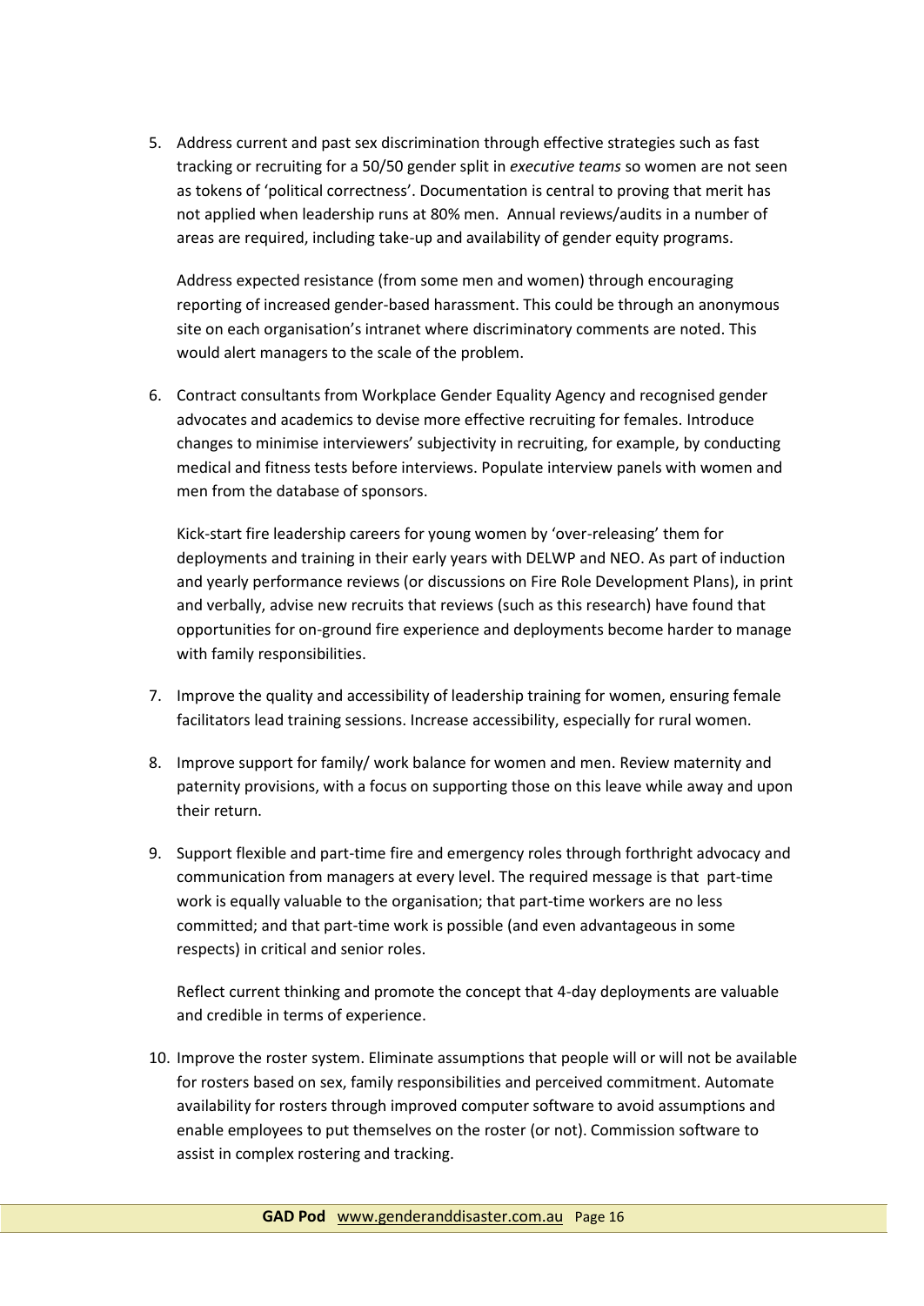5. Address current and past sex discrimination through effective strategies such as fast tracking or recruiting for a 50/50 gender split in *executive teams* so women are not seen as tokens of 'political correctness'. Documentation is central to proving that merit has not applied when leadership runs at 80% men. Annual reviews/audits in a number of areas are required, including take-up and availability of gender equity programs.

   Address expected resistance (from some men and women) through encouraging reporting of increased gender-based harassment. This could be through an anonymous site on each organisation's intranet where discriminatory comments are noted. This would alert managers to the scale of the problem.

6. Contract consultants from Workplace Gender Equality Agency and recognised gender advocates and academics to devise more effective recruiting for females. Introduce changes to minimise interviewers' subjectivity in recruiting, for example, by conducting medical and fitness tests before interviews. Populate interview panels with women and men from the database of sponsors.

   Kick-start fire leadership careers for young women by 'over-releasing' them for deployments and training in their early years with DELWP and NEO. As part of induction and yearly performance reviews (or discussions on Fire Role Development Plans), in print and verbally, advise new recruits that reviews (such as this research) have found that opportunities for on-ground fire experience and deployments become harder to manage with family responsibilities.

7. Improve the quality and accessibility of leadership training for women, ensuring female facilitators lead training sessions. Increase accessibility, especially for rural women.

8. Improve support for family/ work balance for women and men. Review maternity and paternity provisions, with a focus on supporting those on this leave while away and upon their return.

9. Support flexible and part-time fire and emergency roles through forthright advocacy and communication from managers at every level. The required message is that part-time work is equally valuable to the organisation; that part-time workers are no less committed; and that part-time work is possible (and even advantageous in some respects) in critical and senior roles.

   Reflect current thinking and promote the concept that 4-day deployments are valuable and credible in terms of experience.

10. Improve the roster system. Eliminate assumptions that people will or will not be available for rosters based on sex, family responsibilities and perceived commitment. Automate availability for rosters through improved computer software to avoid assumptions and enable employees to put themselves on the roster (or not). Commission software to assist in complex rostering and tracking.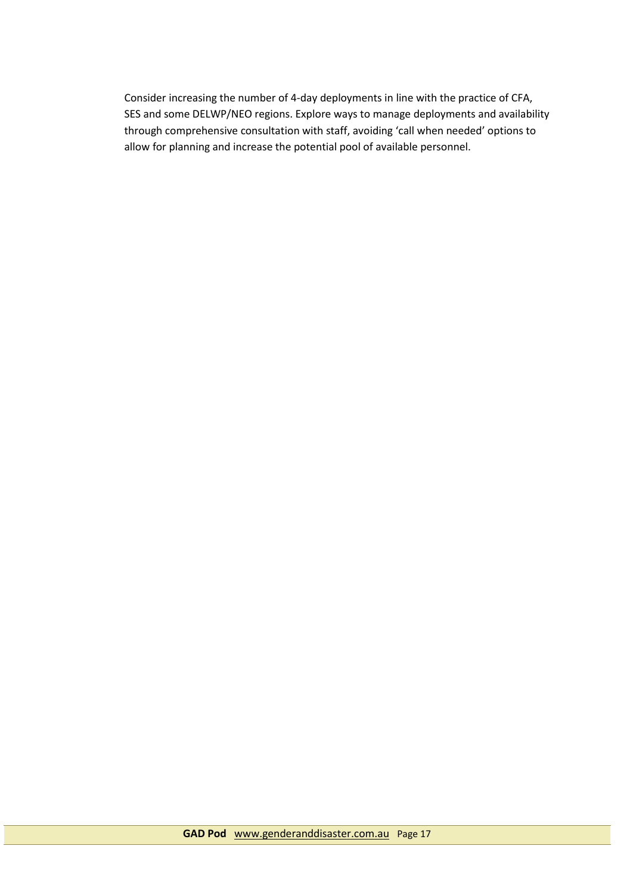Consider increasing the number of 4-day deployments in line with the practice of CFA, SES and some DELWP/NEO regions. Explore ways to manage deployments and availability through comprehensive consultation with staff, avoiding 'call when needed' options to allow for planning and increase the potential pool of available personnel.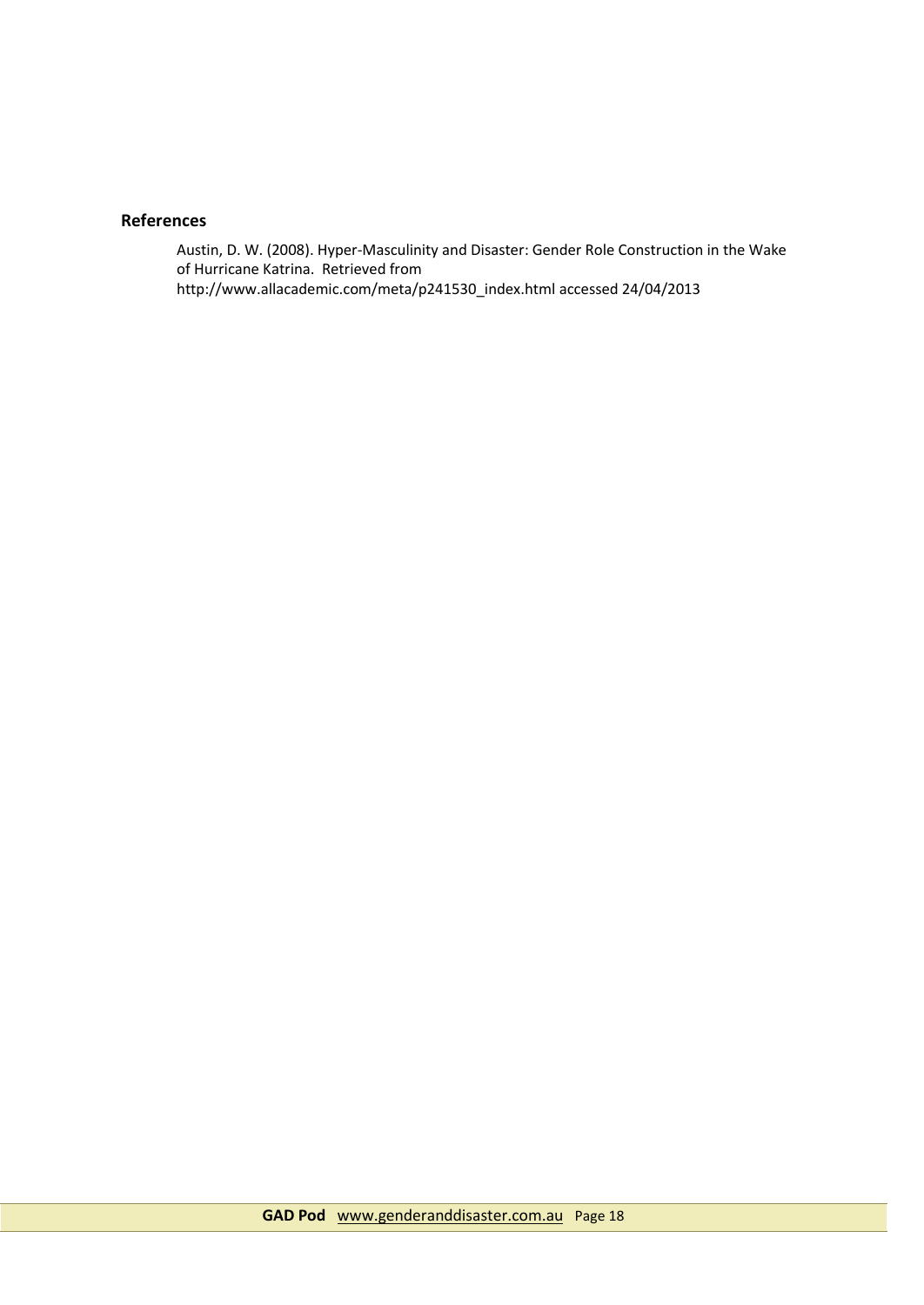## References

Austin, D. W. (2008). Hyper-Masculinity and Disaster: Gender Role Construction in the Wake of Hurricane Katrina. Retrieved from http://www.allacademic.com/meta/p241530_index.html accessed 24/04/2013